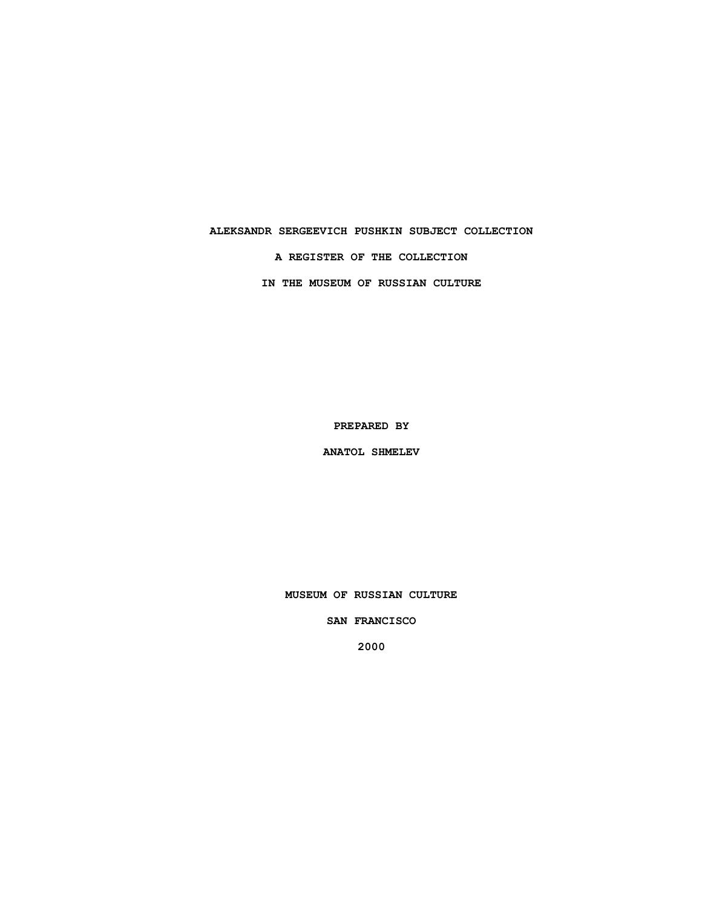# ALEKSANDR SERGEEVICH PUSHKIN SUBJECT COLLECTION

## A REGISTER OF THE COLLECTION

## IN THE MUSEUM OF RUSSIAN CULTURE

**PREPARED BY**

**ANATOL SHMELEV**

**MUSEUM OF RUSSIAN CULTURE**

**SAN FRANCISCO**

**2000**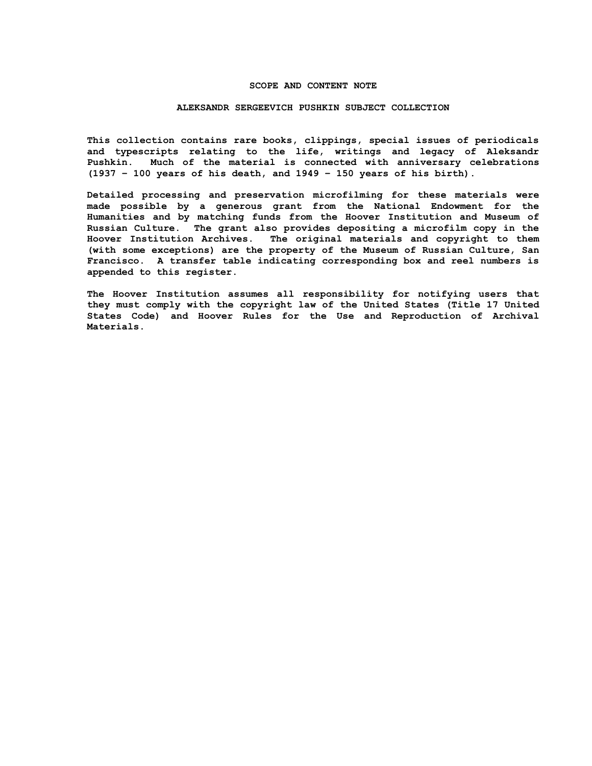## SCOPE AND CONTENT NOTE

### ALEKSANDR SERGEEVICH PUSHKIN SUBJECT COLLECTION

This collection contains rare books, clippings, special issues of periodicals and typescripts relating to the life, writings and legacy of Aleksandr Pushkin. Much of the material is connected with anniversary celebrations (1937 – 100 years of his death, and 1949 – 150 years of his birth).

Detailed processing and preservation microfilming for these materials were made possible by a generous grant from the National Endowment for the Humanities and by matching funds from the Hoover Institution and Museum of Russian Culture. The grant also provides depositing a microfilm copy in the Hoover Institution Archives. The original materials and copyright to them (with some exceptions) are the property of the Museum of Russian Culture, San Francisco. A transfer table indicating corresponding box and reel numbers is appended to this register.

The Hoover Institution assumes all responsibility for notifying users that they must comply with the copyright law of the United States (Title 17 United States Code) and Hoover Rules for the Use and Reproduction of Archival Materials.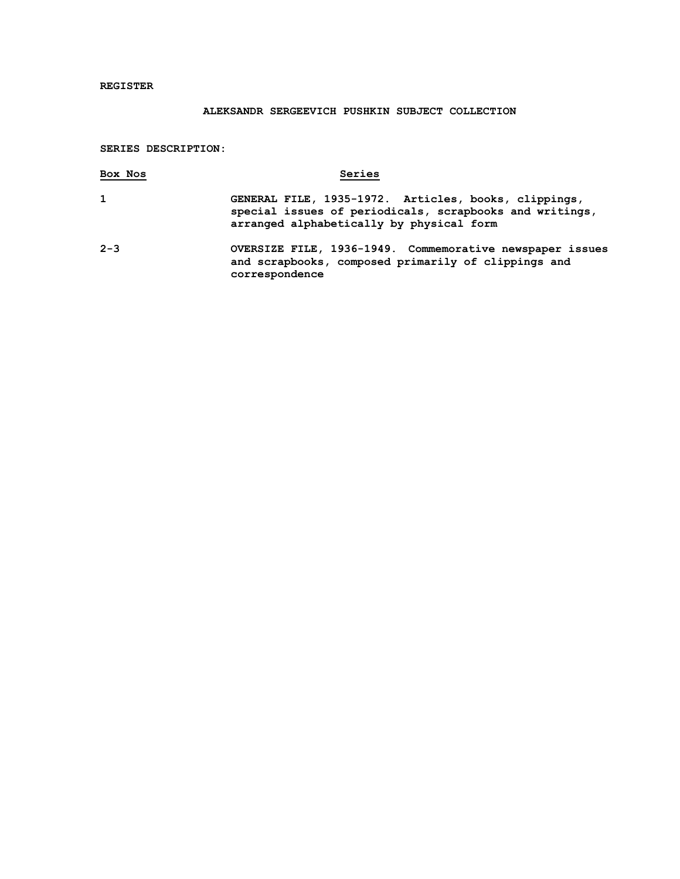REGISTER

## ALEKSANDR SERGEEVICH PUSHKIN SUBJECT COLLECTION

SERIES DESCRIPTION:

| Box Nos | Series |
|---|---|
| 1 | GENERAL FILE, 1935-1972. Articles, books, clippings, special issues of periodicals, scrapbooks and writings, arranged alphabetically by physical form |
| 2-3 | OVERSIZE FILE, 1936-1949. Commemorative newspaper issues and scrapbooks, composed primarily of clippings and correspondence |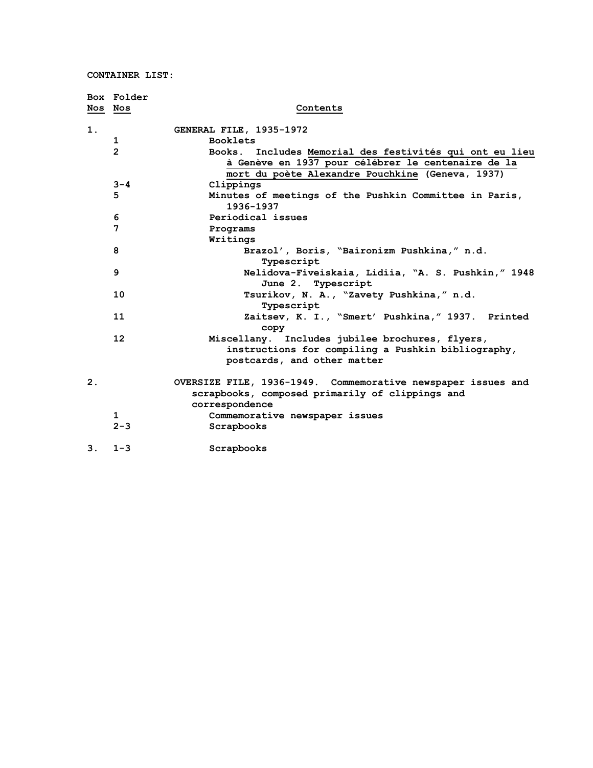**CONTAINER LIST:**

| Box Nos | Folder Nos | Contents |
|---|---|---|
| 1. | | GENERAL FILE, 1935-1972 |
| | 1 | Booklets |
| | 2 | Books. Includes Memorial des festivités qui ont eu lieu à Genève en 1937 pour célébrer le centenaire de la mort du poète Alexandre Pouchkine (Geneva, 1937) |
| | 3-4 | Clippings |
| | 5 | Minutes of meetings of the Pushkin Committee in Paris, 1936-1937 |
| | 6 | Periodical issues |
| | 7 | Programs |
| | | Writings |
| | 8 | Brazol', Boris, "Baironizm Pushkina," n.d. Typescript |
| | 9 | Nelidova-Fiveiskaia, Lidiia, "A. S. Pushkin," 1948 June 2. Typescript |
| | 10 | Tsurikov, N. A., "Zavety Pushkina," n.d. Typescript |
| | 11 | Zaitsev, K. I., "Smert' Pushkina," 1937. Printed copy |
| | 12 | Miscellany. Includes jubilee brochures, flyers, instructions for compiling a Pushkin bibliography, postcards, and other matter |
| 2. | | OVERSIZE FILE, 1936-1949. Commemorative newspaper issues and scrapbooks, composed primarily of clippings and correspondence |
| | 1 | Commemorative newspaper issues |
| | 2-3 | Scrapbooks |
| 3. | 1-3 | Scrapbooks |